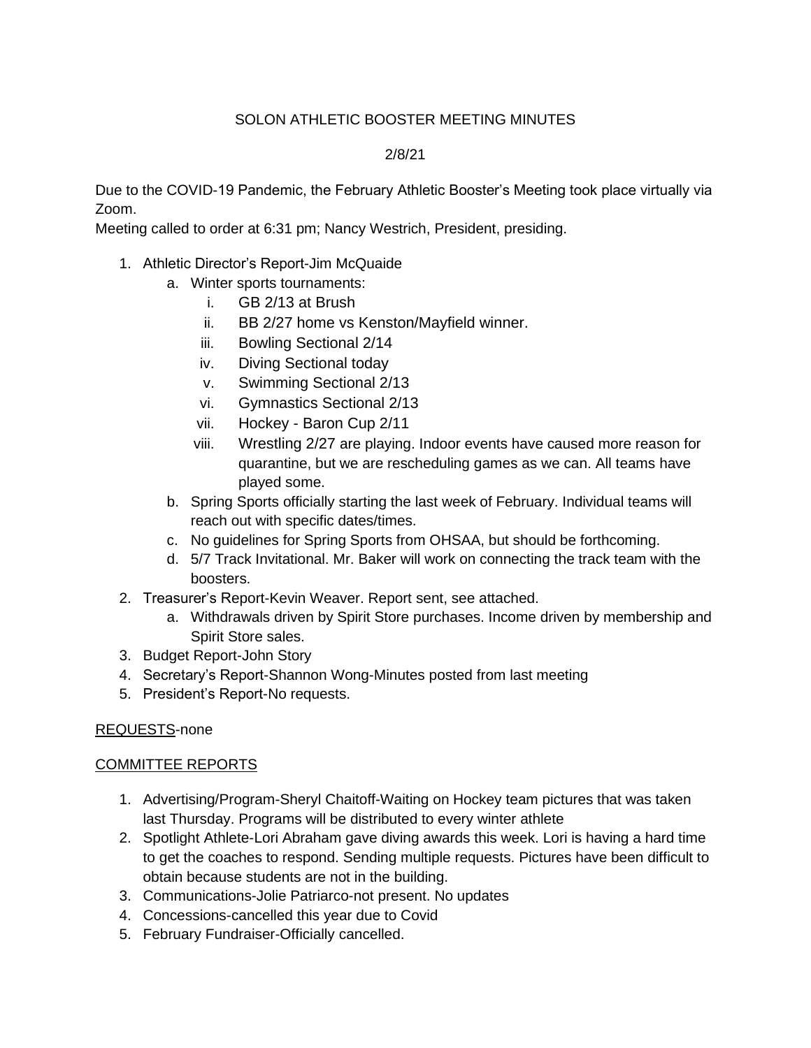# SOLON ATHLETIC BOOSTER MEETING MINUTES

2/8/21

Due to the COVID-19 Pandemic, the February Athletic Booster's Meeting took place virtually via Zoom.

Meeting called to order at 6:31 pm; Nancy Westrich, President, presiding.

1. Athletic Director's Report-Jim McQuaide
   a. Winter sports tournaments:
      i. GB 2/13 at Brush
      ii. BB 2/27 home vs Kenston/Mayfield winner.
      iii. Bowling Sectional 2/14
      iv. Diving Sectional today
      v. Swimming Sectional 2/13
      vi. Gymnastics Sectional 2/13
      vii. Hockey - Baron Cup 2/11
      viii. Wrestling 2/27 are playing. Indoor events have caused more reason for quarantine, but we are rescheduling games as we can. All teams have played some.
   b. Spring Sports officially starting the last week of February. Individual teams will reach out with specific dates/times.
   c. No guidelines for Spring Sports from OHSAA, but should be forthcoming.
   d. 5/7 Track Invitational. Mr. Baker will work on connecting the track team with the boosters.
2. Treasurer's Report-Kevin Weaver. Report sent, see attached.
   a. Withdrawals driven by Spirit Store purchases. Income driven by membership and Spirit Store sales.
3. Budget Report-John Story
4. Secretary's Report-Shannon Wong-Minutes posted from last meeting
5. President's Report-No requests.

<u>REQUESTS</u>-none

<u>COMMITTEE REPORTS</u>

1. Advertising/Program-Sheryl Chaitoff-Waiting on Hockey team pictures that was taken last Thursday. Programs will be distributed to every winter athlete
2. Spotlight Athlete-Lori Abraham gave diving awards this week. Lori is having a hard time to get the coaches to respond. Sending multiple requests. Pictures have been difficult to obtain because students are not in the building.
3. Communications-Jolie Patriarco-not present. No updates
4. Concessions-cancelled this year due to Covid
5. February Fundraiser-Officially cancelled.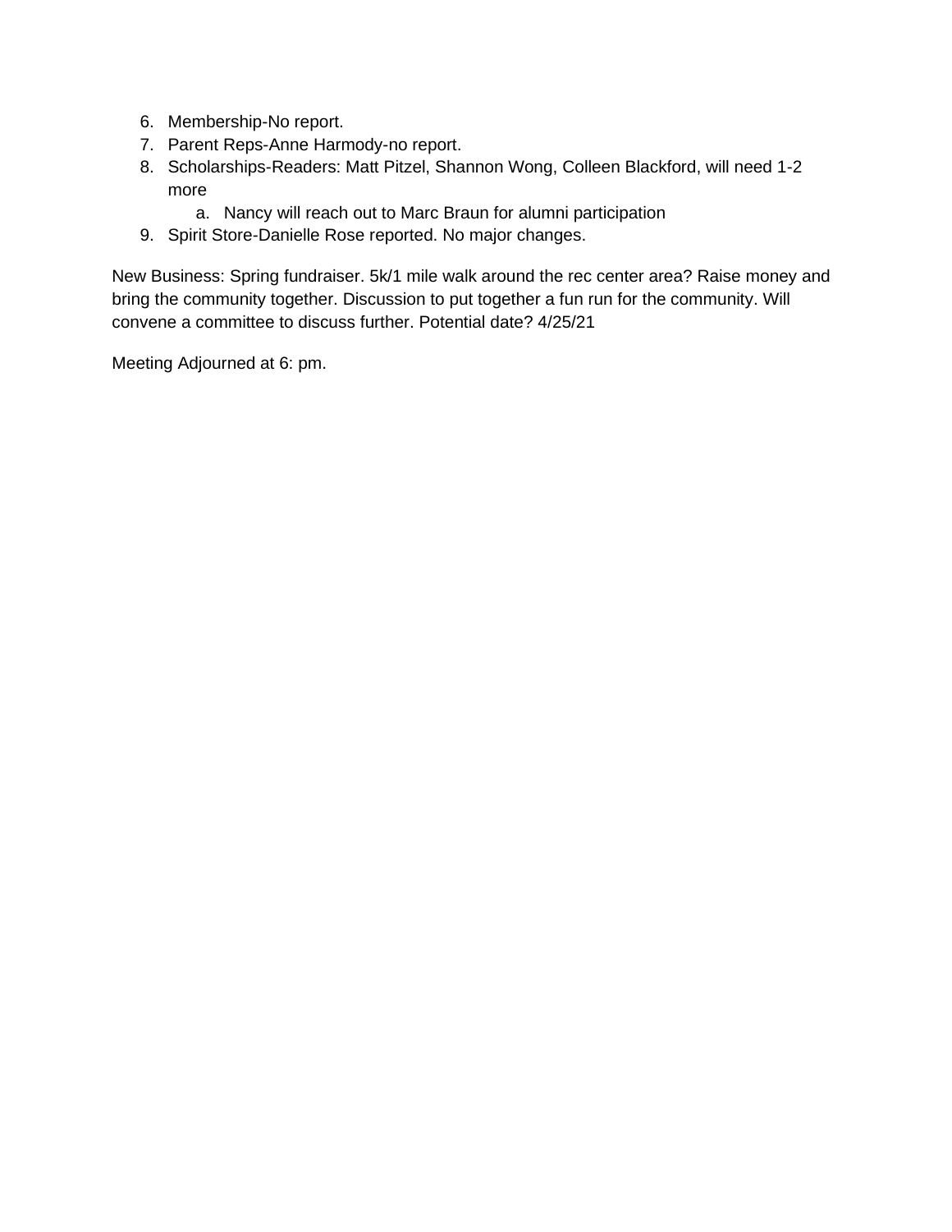6. Membership-No report.
7. Parent Reps-Anne Harmody-no report.
8. Scholarships-Readers: Matt Pitzel, Shannon Wong, Colleen Blackford, will need 1-2 more
    a. Nancy will reach out to Marc Braun for alumni participation
9. Spirit Store-Danielle Rose reported. No major changes.

New Business: Spring fundraiser. 5k/1 mile walk around the rec center area? Raise money and bring the community together. Discussion to put together a fun run for the community. Will convene a committee to discuss further. Potential date? 4/25/21

Meeting Adjourned at 6: pm.